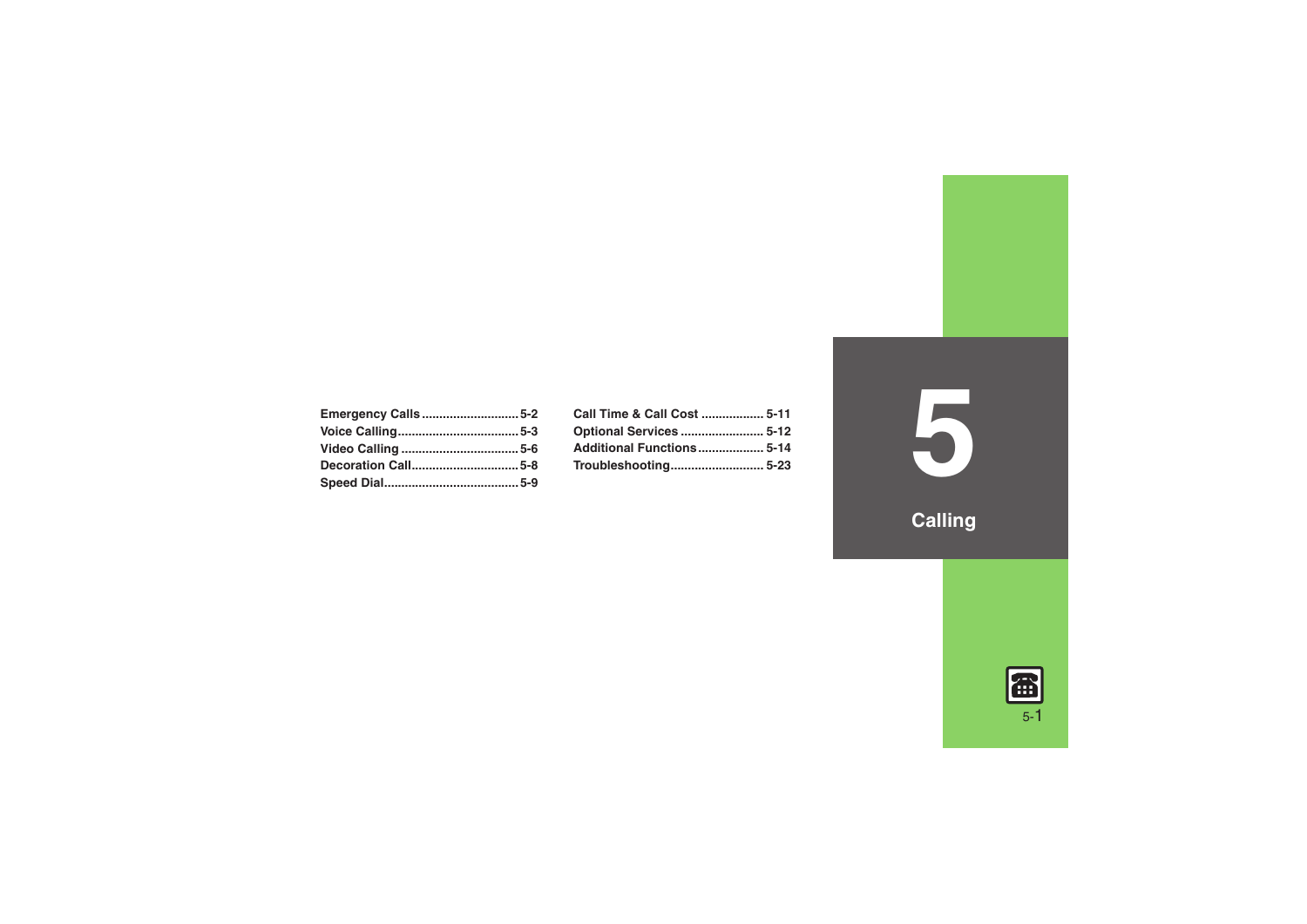# 5 Calling

- Emergency Calls ............................ 5-2
- Voice Calling ................................... 5-3
- Video Calling .................................. 5-6
- Decoration Call............................... 5-8
- Speed Dial....................................... 5-9
- Call Time & Call Cost .................. 5-11
- Optional Services ........................ 5-12
- Additional Functions................... 5-14
- Troubleshooting........................... 5-23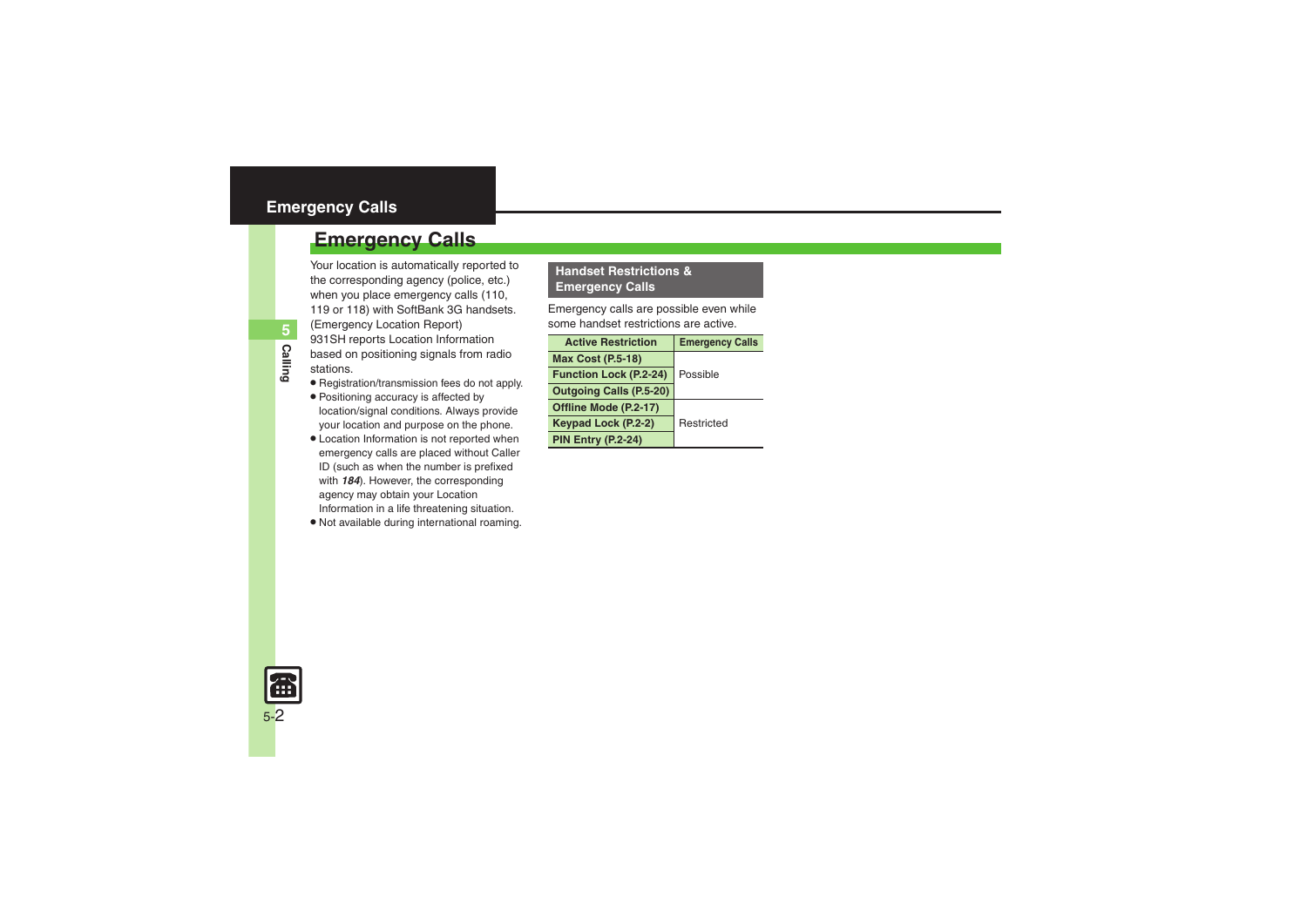# Emergency Calls

Your location is automatically reported to the corresponding agency (police, etc.) when you place emergency calls (110, 119 or 118) with SoftBank 3G handsets. (Emergency Location Report)
931SH reports Location Information based on positioning signals from radio stations.

- Registration/transmission fees do not apply.
- Positioning accuracy is affected by location/signal conditions. Always provide your location and purpose on the phone.
- Location Information is not reported when emergency calls are placed without Caller ID (such as when the number is prefixed with ***184***). However, the corresponding agency may obtain your Location Information in a life threatening situation.
- Not available during international roaming.

## Handset Restrictions & Emergency Calls

Emergency calls are possible even while some handset restrictions are active.

| Active Restriction | Emergency Calls |
|---|---|
| **Max Cost (P.5-18)** | Possible |
| **Function Lock (P.2-24)** | |
| **Outgoing Calls (P.5-20)** | |
| **Offline Mode (P.2-17)** | Restricted |
| **Keypad Lock (P.2-2)** | |
| **PIN Entry (P.2-24)** | |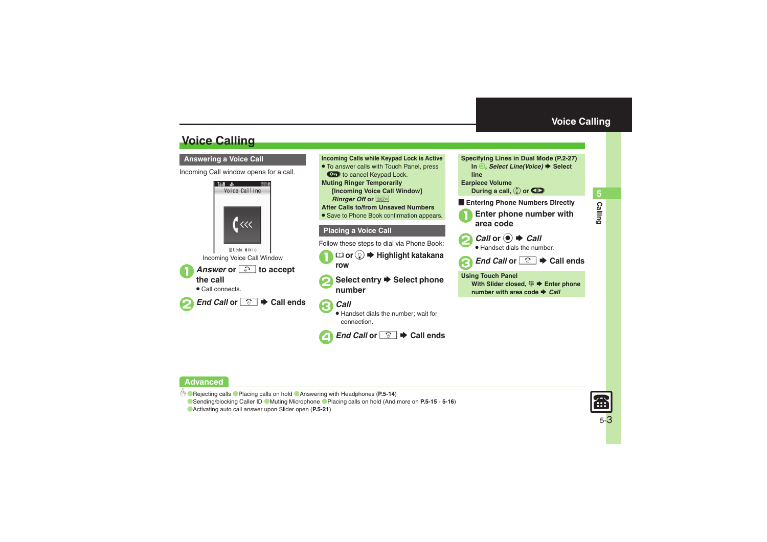# Voice Calling

## Answering a Voice Call

Incoming Call window opens for a call.

Voice Calling

Ueda Mikio

Incoming Voice Call Window

1. ***Answer*** **or** [button] **to accept the call**
   - Call connects.
2. ***End Call*** **or** [button] **➡ Call ends**

**Incoming Calls while Keypad Lock is Active**

- To answer calls with Touch Panel, press [button] to cancel Keypad Lock.

**Muting Ringer Temporarily**

**[Incoming Voice Call Window]** ***Rinrger Off*** **or** [button]

**After Calls to/from Unsaved Numbers**

- Save to Phone Book confirmation appears.

## Placing a Voice Call

Follow these steps to dial via Phone Book:

1. [icon] **or** [icon] **➡ Highlight katakana row**
2. **Select entry ➡ Select phone number**
3. ***Call***
   - Handset dials the number; wait for connection.
4. ***End Call*** **or** [button] **➡ Call ends**

**Specifying Lines in Dual Mode (P.2-27)**

**In** [icon]**,** ***Select Line(Voice)*** **➡ Select line**

**Earpiece Volume**

**During a call,** [icon] **or** [icon]

### Entering Phone Numbers Directly

1. **Enter phone number with area code**
2. ***Call*** **or** [icon] **➡** ***Call***
   - Handset dials the number.
3. ***End Call*** **or** [button] **➡ Call ends**

**Using Touch Panel**

**With Slider closed,** [icon] **➡ Enter phone number with area code ➡** ***Call***

## Advanced

Rejecting calls · Placing calls on hold · Answering with Headphones (**P.5-14**)
Sending/blocking Caller ID · Muting Microphone · Placing calls on hold (And more on **P.5-15** - **5-16**)
Activating auto call answer upon Slider open (**P.5-21**)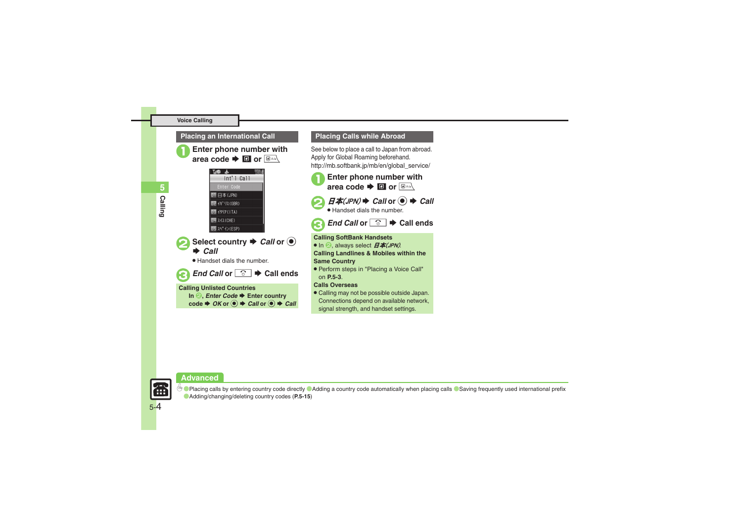## Placing an International Call

**1** Enter phone number with area code ➡ ⓘ or [ⓘ A/a]

(Screen: Int'l Call — Enter Code; 01 日本(JPN); 02 ｲｷﾞﾘｽ(GBR); 03 ｲﾀﾘｱ(ITA); 04 ｽｲｽ(CHE); 05 ｽﾍﾟｲﾝ(ESP))

**2** Select country ➡ *Call* or ● ➡ *Call*

- Handset dials the number.

**3** *End Call* or [⌒] ➡ Call ends

**Calling Unlisted Countries**

In **2**, *Enter Code* ➡ Enter country code ➡ *OK* or ● ➡ *Call* or ● ➡ *Call*

## Placing Calls while Abroad

See below to place a call to Japan from abroad. Apply for Global Roaming beforehand.
http://mb.softbank.jp/mb/en/global_service/

**1** Enter phone number with area code ➡ ⓘ or [ⓘ A/a]

**2** *日本(JPN)* ➡ *Call* or ● ➡ *Call*

- Handset dials the number.

**3** *End Call* or [⌒] ➡ Call ends

**Calling SoftBank Handsets**

- In **2**, always select *日本(JPN)*.

**Calling Landlines & Mobiles within the Same Country**

- Perform steps in "Placing a Voice Call" on **P.5-3**.

**Calls Overseas**

- Calling may not be possible outside Japan. Connections depend on available network, signal strength, and handset settings.

## Advanced

Placing calls by entering country code directly ● Adding a country code automatically when placing calls ● Saving frequently used international prefix ● Adding/changing/deleting country codes (**P.5-15**)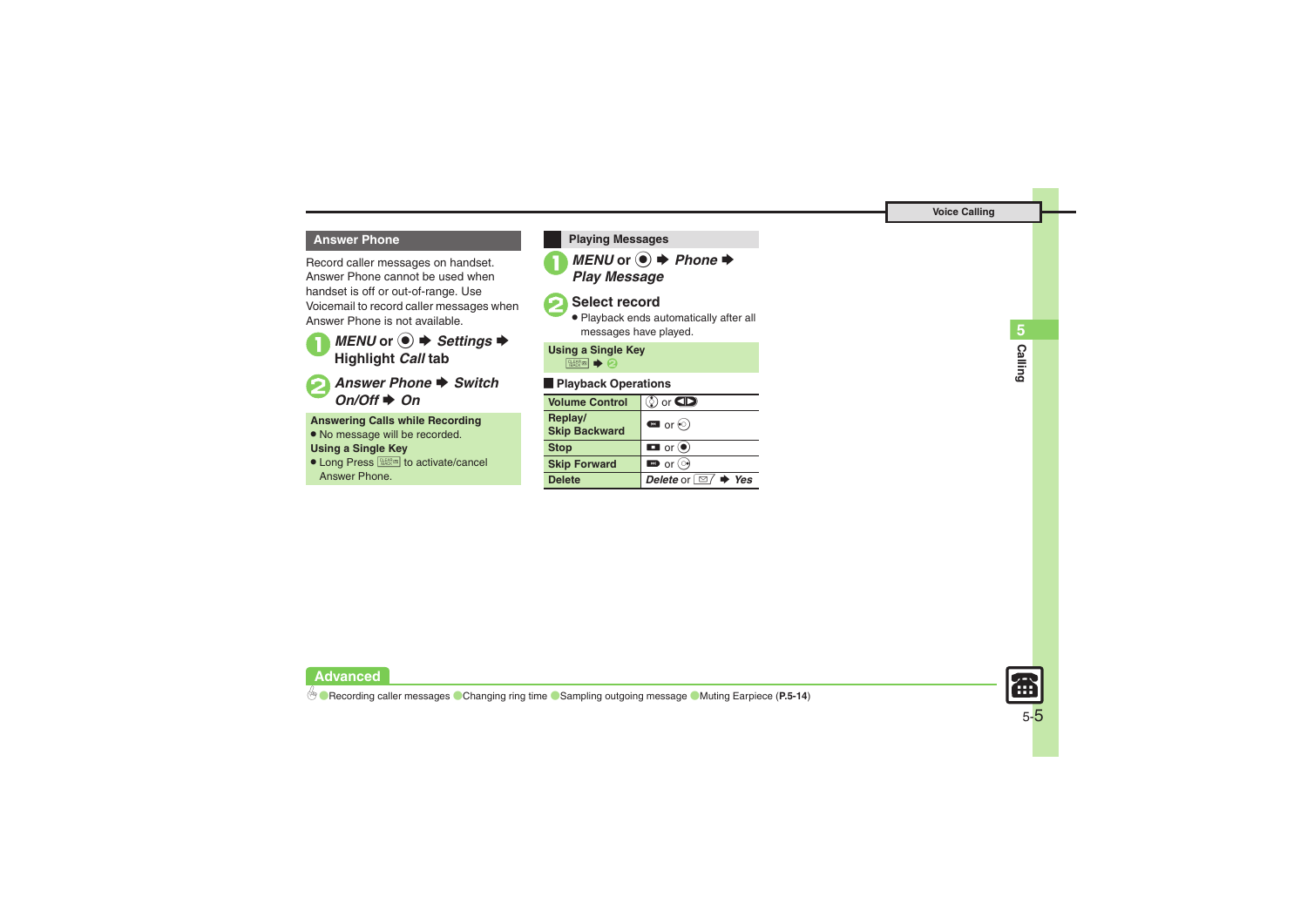## Answer Phone

Record caller messages on handset. Answer Phone cannot be used when handset is off or out-of-range. Use Voicemail to record caller messages when Answer Phone is not available.

1. *MENU* or ◉ ➡ *Settings* ➡ Highlight *Call* tab
2. *Answer Phone* ➡ *Switch On/Off* ➡ *On*

**Answering Calls while Recording**

- No message will be recorded.

**Using a Single Key**

- Long Press [key] to activate/cancel Answer Phone.

## Playing Messages

1. *MENU* or ◉ ➡ *Phone* ➡ *Play Message*
2. Select record
   - Playback ends automatically after all messages have played.

**Using a Single Key**

[key] ➡ 2

### Playback Operations

| | |
|---|---|
| Volume Control | [key] or [key] |
| Replay/ Skip Backward | [key] or [key] |
| Stop | [key] or ◉ |
| Skip Forward | [key] or [key] |
| Delete | *Delete* or [key] ➡ *Yes* |

**Advanced**

●Recording caller messages ●Changing ring time ●Sampling outgoing message ●Muting Earpiece (**P.5-14**)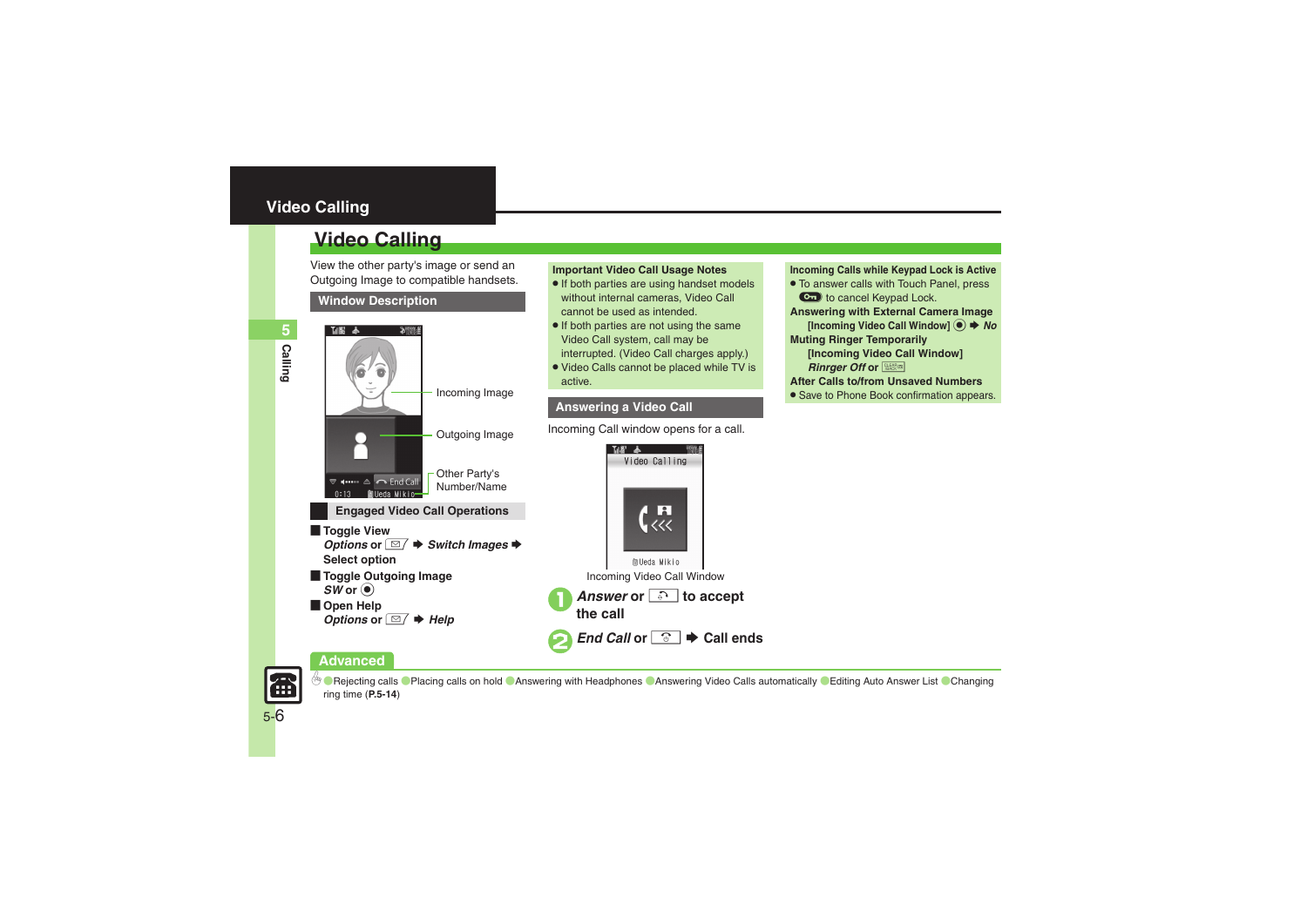# Video Calling

View the other party's image or send an Outgoing Image to compatible handsets.

## Window Description

Incoming Image

Outgoing Image

Other Party's Number/Name

### Engaged Video Call Operations

**Toggle View**
*Options* or ✉ ➡ *Switch Images* ➡ Select option

**Toggle Outgoing Image**
*SW* or ●

**Open Help**
*Options* or ✉ ➡ *Help*

### Important Video Call Usage Notes

- If both parties are using handset models without internal cameras, Video Call cannot be used as intended.
- If both parties are not using the same Video Call system, call may be interrupted. (Video Call charges apply.)
- Video Calls cannot be placed while TV is active.

## Answering a Video Call

Incoming Call window opens for a call.

Incoming Video Call Window

1. *Answer* or ☎ to accept the call
2. *End Call* or ⏻ ➡ Call ends

### Incoming Calls while Keypad Lock is Active

- To answer calls with Touch Panel, press 🔑 to cancel Keypad Lock.

**Answering with External Camera Image**
[Incoming Video Call Window] ● ➡ *No*

**Muting Ringer Temporarily**
[Incoming Video Call Window]
*Rinrger Off* or 🔇

**After Calls to/from Unsaved Numbers**

- Save to Phone Book confirmation appears.

## Advanced

Rejecting calls ● Placing calls on hold ● Answering with Headphones ● Answering Video Calls automatically ● Editing Auto Answer List ● Changing ring time (**P.5-14**)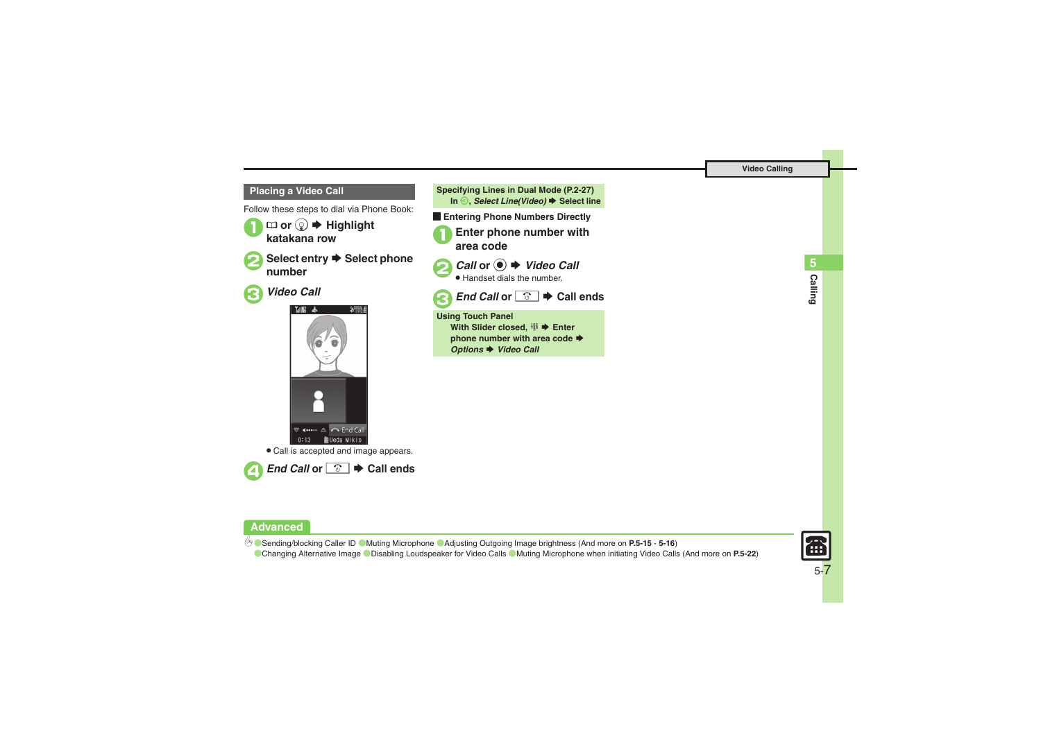## Placing a Video Call

Follow these steps to dial via Phone Book:

1. or  ➡ Highlight katakana row
2. Select entry ➡ Select phone number
3. *Video Call*

- Call is accepted and image appears.

4. *End Call* or  ➡ Call ends

**Specifying Lines in Dual Mode (P.2-27)**
In 3, *Select Line(Video)* ➡ Select line

### Entering Phone Numbers Directly

1. Enter phone number with area code
2. *Call* or  ➡ *Video Call*
   - Handset dials the number.
3. *End Call* or  ➡ Call ends

**Using Touch Panel**
With Slider closed,  ➡ Enter phone number with area code ➡ *Options* ➡ *Video Call*

**Advanced**

Sending/blocking Caller ID · Muting Microphone · Adjusting Outgoing Image brightness (And more on **P.5-15** - **5-16**)
Changing Alternative Image · Disabling Loudspeaker for Video Calls · Muting Microphone when initiating Video Calls (And more on **P.5-22**)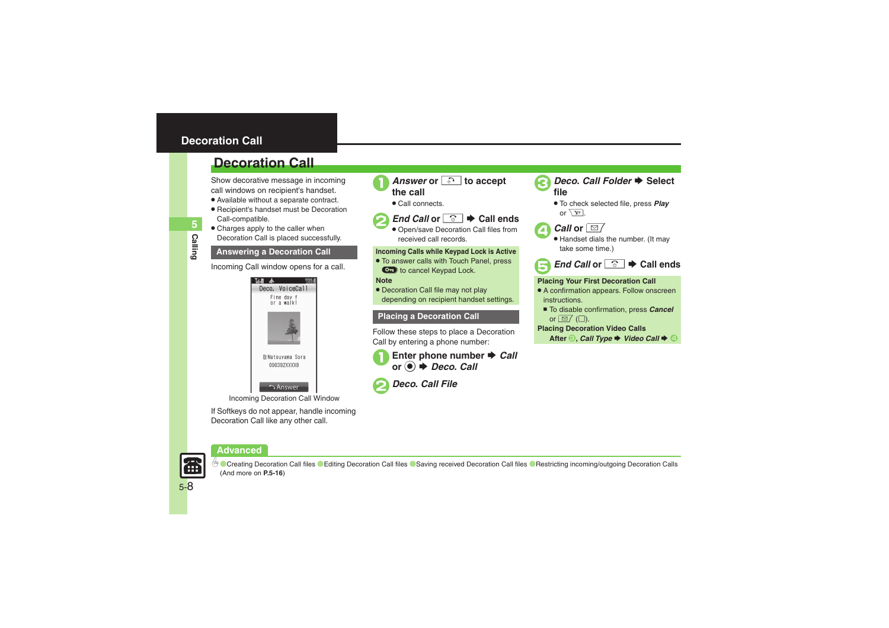# Decoration Call

Show decorative message in incoming call windows on recipient's handset.

- Available without a separate contract.
- Recipient's handset must be Decoration Call-compatible.
- Charges apply to the caller when Decoration Call is placed successfully.

## Answering a Decoration Call

Incoming Call window opens for a call.

Incoming Decoration Call Window

If Softkeys do not appear, handle incoming Decoration Call like any other call.

**1** ***Answer*** **or [key] to accept the call**

- Call connects.

**2** ***End Call*** **or [key] ➡ Call ends**

- Open/save Decoration Call files from received call records.

**Incoming Calls while Keypad Lock is Active**

- To answer calls with Touch Panel, press [key] to cancel Keypad Lock.

**Note**

- Decoration Call file may not play depending on recipient handset settings.

## Placing a Decoration Call

Follow these steps to place a Decoration Call by entering a phone number:

**1** **Enter phone number ➡** ***Call*** **or [key] ➡** ***Deco. Call***

**2** ***Deco. Call File***

**3** ***Deco. Call Folder*** **➡ Select file**

- To check selected file, press ***Play*** or [key].

**4** ***Call*** **or [key]**

- Handset dials the number. (It may take some time.)

**5** ***End Call*** **or [key] ➡ Call ends**

**Placing Your First Decoration Call**

- A confirmation appears. Follow onscreen instructions.
  - To disable confirmation, press ***Cancel*** or [key] ([key]).

**Placing Decoration Video Calls**

After 3, ***Call Type*** ➡ ***Video Call*** ➡ 4

## Advanced

Creating Decoration Call files · Editing Decoration Call files · Saving received Decoration Call files · Restricting incoming/outgoing Decoration Calls (And more on **P.5-16**)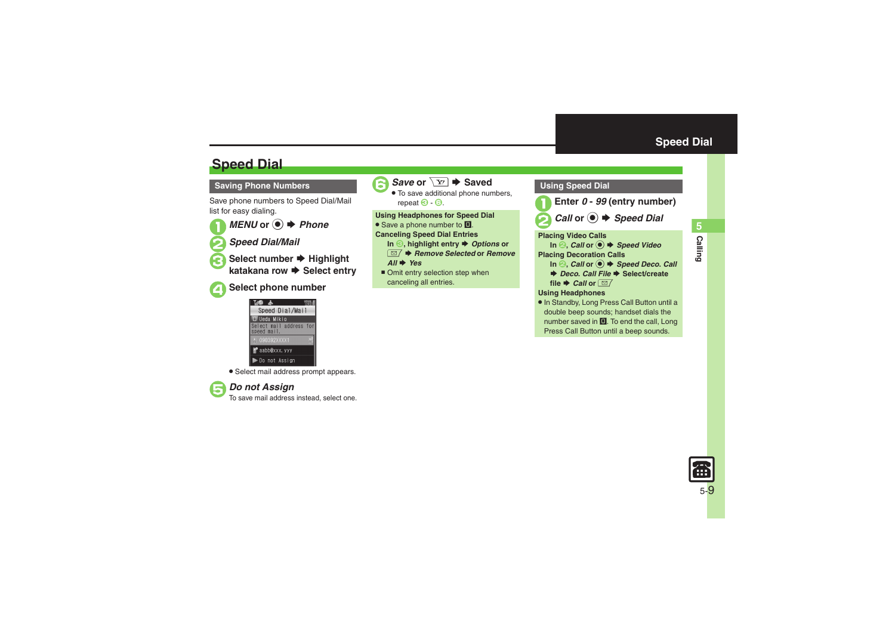# Speed Dial

## Saving Phone Numbers

Save phone numbers to Speed Dial/Mail list for easy dialing.

1. *MENU* or ● ➡ *Phone*
2. *Speed Dial/Mail*
3. Select number ➡ Highlight katakana row ➡ Select entry
4. Select phone number
   - Select mail address prompt appears.
5. *Do not Assign*
   To save mail address instead, select one.
6. *Save* or ✉ ➡ Saved
   - To save additional phone numbers, repeat 3 - 6.

**Using Headphones for Speed Dial**

- Save a phone number to 0.

**Canceling Speed Dial Entries**

In 3, highlight entry ➡ *Options* or ✉ ➡ *Remove Selected* or *Remove All* ➡ *Yes*

- Omit entry selection step when canceling all entries.

## Using Speed Dial

1. Enter *0* - *99* (entry number)
2. *Call* or ● ➡ *Speed Dial*

**Placing Video Calls**

In 2, *Call* or ● ➡ *Speed Video*

**Placing Decoration Calls**

In 2, *Call* or ● ➡ *Speed Deco. Call* ➡ *Deco. Call File* ➡ Select/create file ➡ *Call* or ✉

**Using Headphones**

- In Standby, Long Press Call Button until a double beep sounds; handset dials the number saved in 0. To end the call, Long Press Call Button until a beep sounds.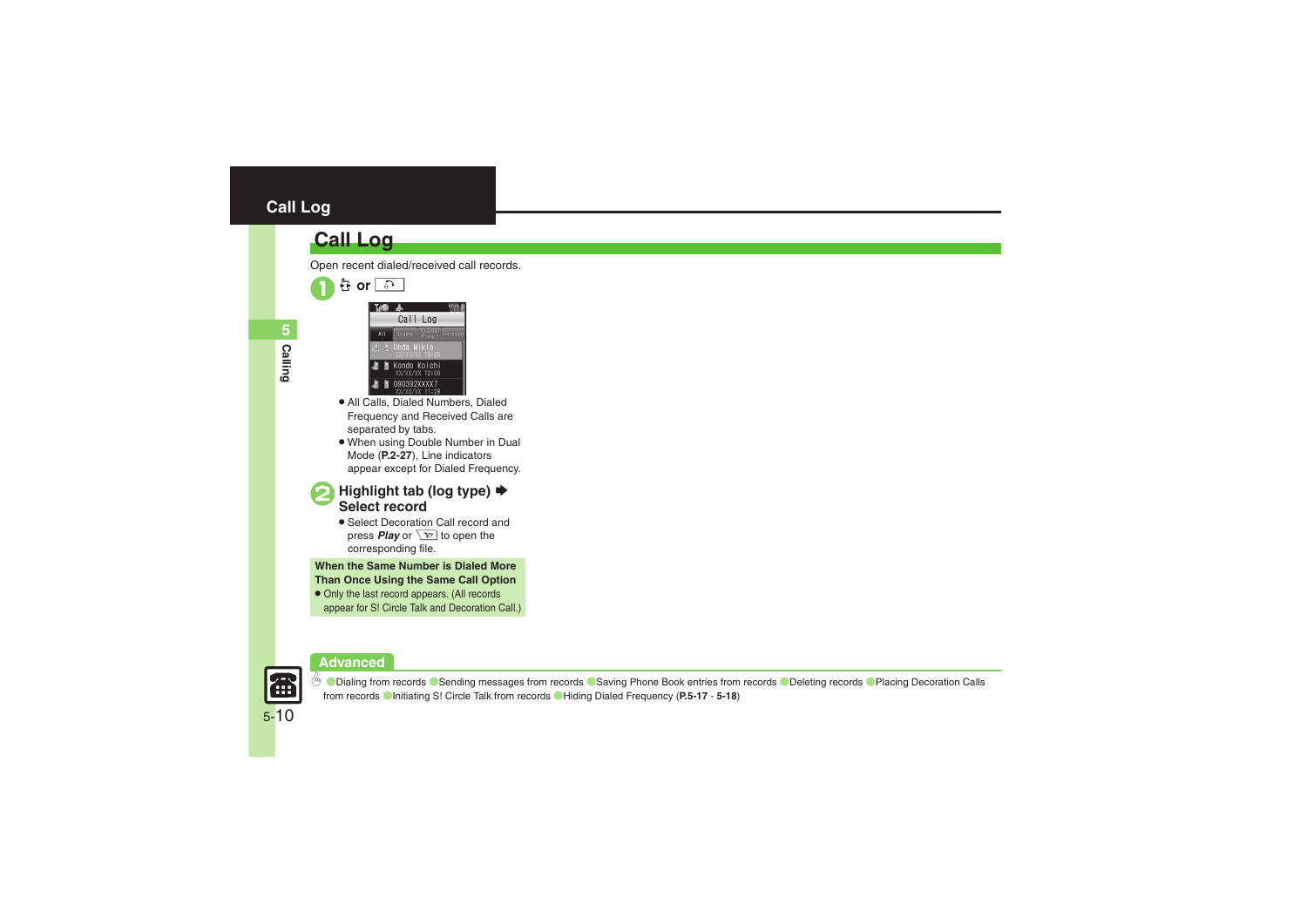# Call Log

## Call Log

Open recent dialed/received call records.

**1** or

- All Calls, Dialed Numbers, Dialed Frequency and Received Calls are separated by tabs.
- When using Double Number in Dual Mode (**P.2-27**), Line indicators appear except for Dialed Frequency.

**2** **Highlight tab (log type) ➡ Select record**

- Select Decoration Call record and press ***Play*** or to open the corresponding file.

**When the Same Number is Dialed More Than Once Using the Same Call Option**

- Only the last record appears. (All records appear for S! Circle Talk and Decoration Call.)

### Advanced

Dialing from records ● Sending messages from records ● Saving Phone Book entries from records ● Deleting records ● Placing Decoration Calls from records ● Initiating S! Circle Talk from records ● Hiding Dialed Frequency (**P.5-17** - **5-18**)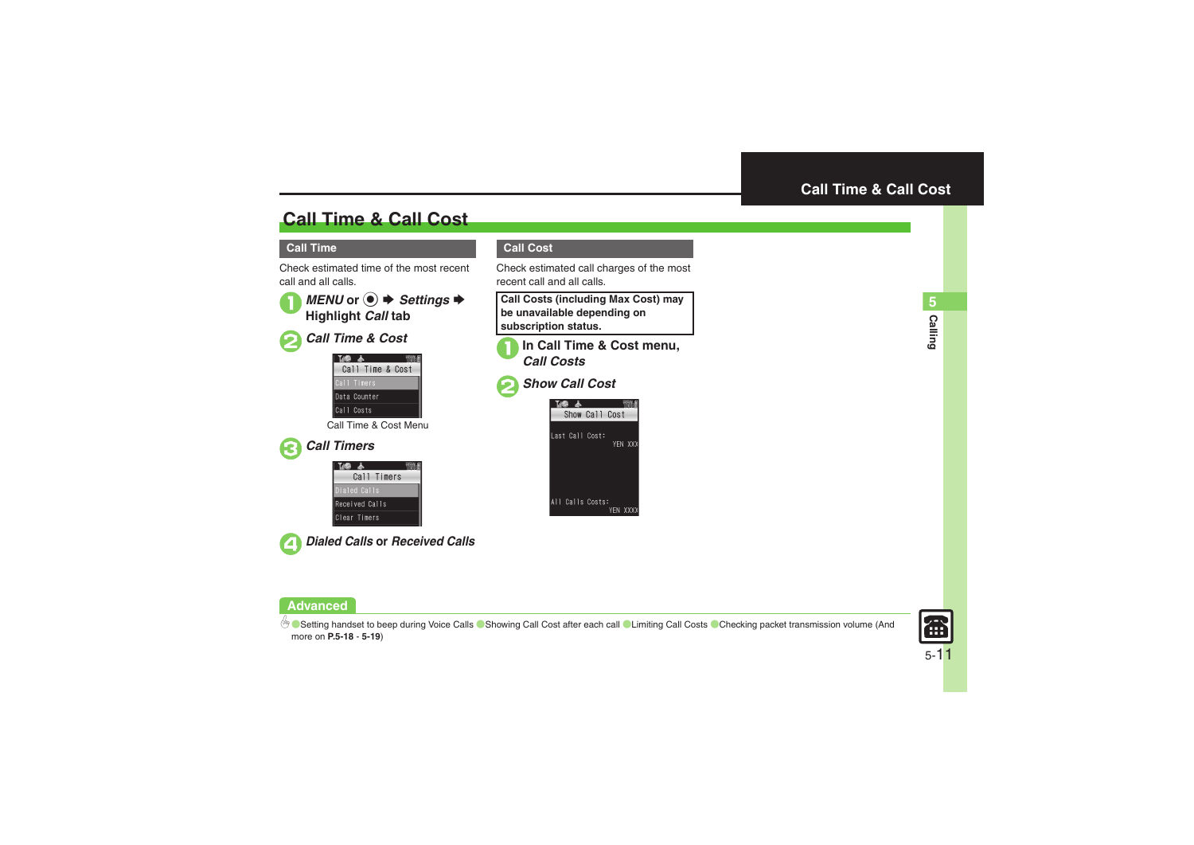# Call Time & Call Cost

## Call Time

Check estimated time of the most recent call and all calls.

1. ***MENU*** **or ● ➡ *Settings* ➡ Highlight *Call* tab**
2. ***Call Time & Cost***

   Call Time & Cost Menu

3. ***Call Timers***
4. ***Dialed Calls*** **or *Received Calls***

## Call Cost

Check estimated call charges of the most recent call and all calls.

**Call Costs (including Max Cost) may be unavailable depending on subscription status.**

1. **In Call Time & Cost menu, *Call Costs***
2. ***Show Call Cost***

## Advanced

●Setting handset to beep during Voice Calls ●Showing Call Cost after each call ●Limiting Call Costs ●Checking packet transmission volume (And more on **P.5-18** - **5-19**)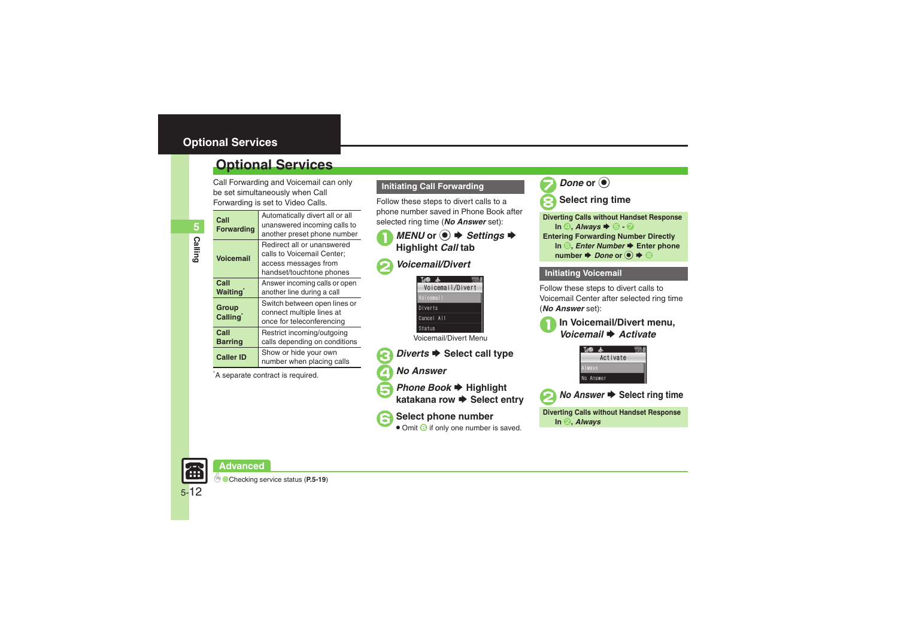# Optional Services

Call Forwarding and Voicemail can only be set simultaneously when Call Forwarding is set to Video Calls.

| | |
|---|---|
| **Call Forwarding** | Automatically divert all or all unanswered incoming calls to another preset phone number |
| **Voicemail** | Redirect all or unanswered calls to Voicemail Center; access messages from handset/touchtone phones |
| **Call Waiting*** | Answer incoming calls or open another line during a call |
| **Group Calling*** | Switch between open lines or connect multiple lines at once for teleconferencing |
| **Call Barring** | Restrict incoming/outgoing calls depending on conditions |
| **Caller ID** | Show or hide your own number when placing calls |

*A separate contract is required.

## Initiating Call Forwarding

Follow these steps to divert calls to a phone number saved in Phone Book after selected ring time (***No Answer*** set):

1. ***MENU*** **or ◉ ➡ *Settings* ➡ Highlight *Call* tab**
2. ***Voicemail/Divert***

   Voicemail/Divert Menu

3. ***Diverts*** **➡ Select call type**
4. ***No Answer***
5. ***Phone Book*** **➡ Highlight katakana row ➡ Select entry**
6. **Select phone number**
   - Omit 6 if only one number is saved.
7. ***Done*** **or ◉**
8. **Select ring time**

**Diverting Calls without Handset Response**
In 4, ***Always*** ➡ 5 - 7

**Entering Forwarding Number Directly**
In 5, ***Enter Number*** ➡ Enter phone number ➡ ***Done*** or ◉ ➡ 8

## Initiating Voicemail

Follow these steps to divert calls to Voicemail Center after selected ring time (***No Answer*** set):

1. **In Voicemail/Divert menu, *Voicemail* ➡ *Activate***
2. ***No Answer*** **➡ Select ring time**

**Diverting Calls without Handset Response**
In 2, ***Always***

**Advanced**

Checking service status (**P.5-19**)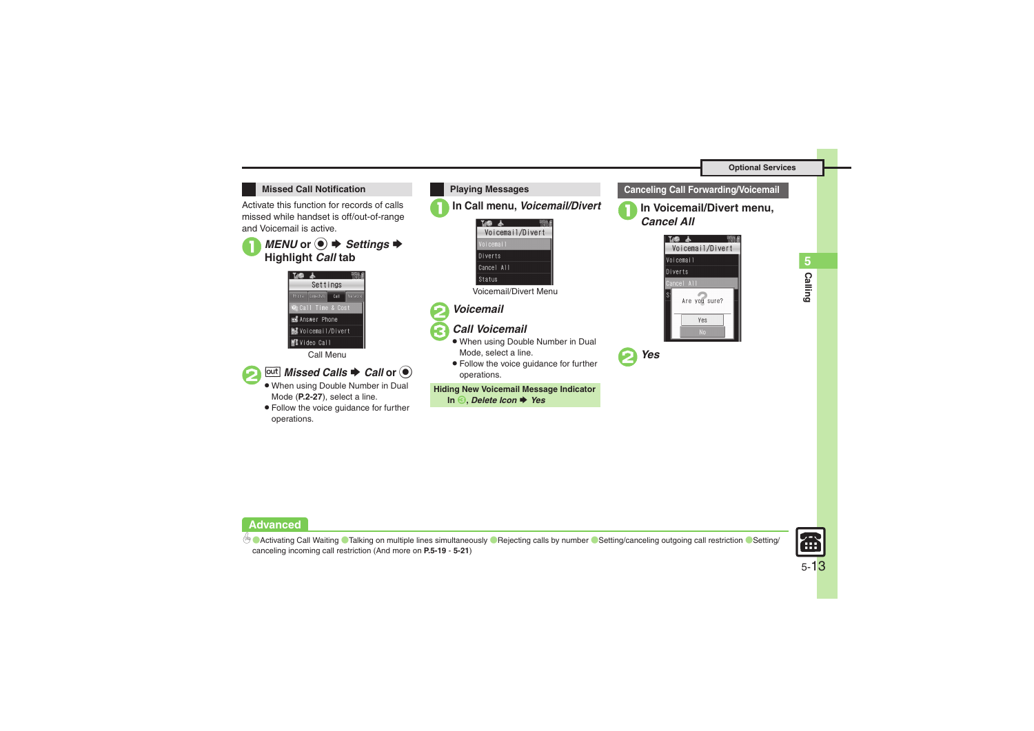## Missed Call Notification

Activate this function for records of calls missed while handset is off/out-of-range and Voicemail is active.

1. *MENU* or ● ➡ *Settings* ➡ Highlight *Call* tab

Call Menu

2. out *Missed Calls* ➡ *Call* or ●
   - When using Double Number in Dual Mode (**P.2-27**), select a line.
   - Follow the voice guidance for further operations.

## Playing Messages

1. In Call menu, *Voicemail/Divert*

Voicemail/Divert Menu

2. *Voicemail*
3. *Call Voicemail*
   - When using Double Number in Dual Mode, select a line.
   - Follow the voice guidance for further operations.

**Hiding New Voicemail Message Indicator**

**In ③, *Delete Icon* ➡ *Yes***

## Canceling Call Forwarding/Voicemail

1. In Voicemail/Divert menu, *Cancel All*
2. *Yes*

**Advanced**

Activating Call Waiting ● Talking on multiple lines simultaneously ● Rejecting calls by number ● Setting/canceling outgoing call restriction ● Setting/canceling incoming call restriction (And more on **P.5-19** - **5-21**)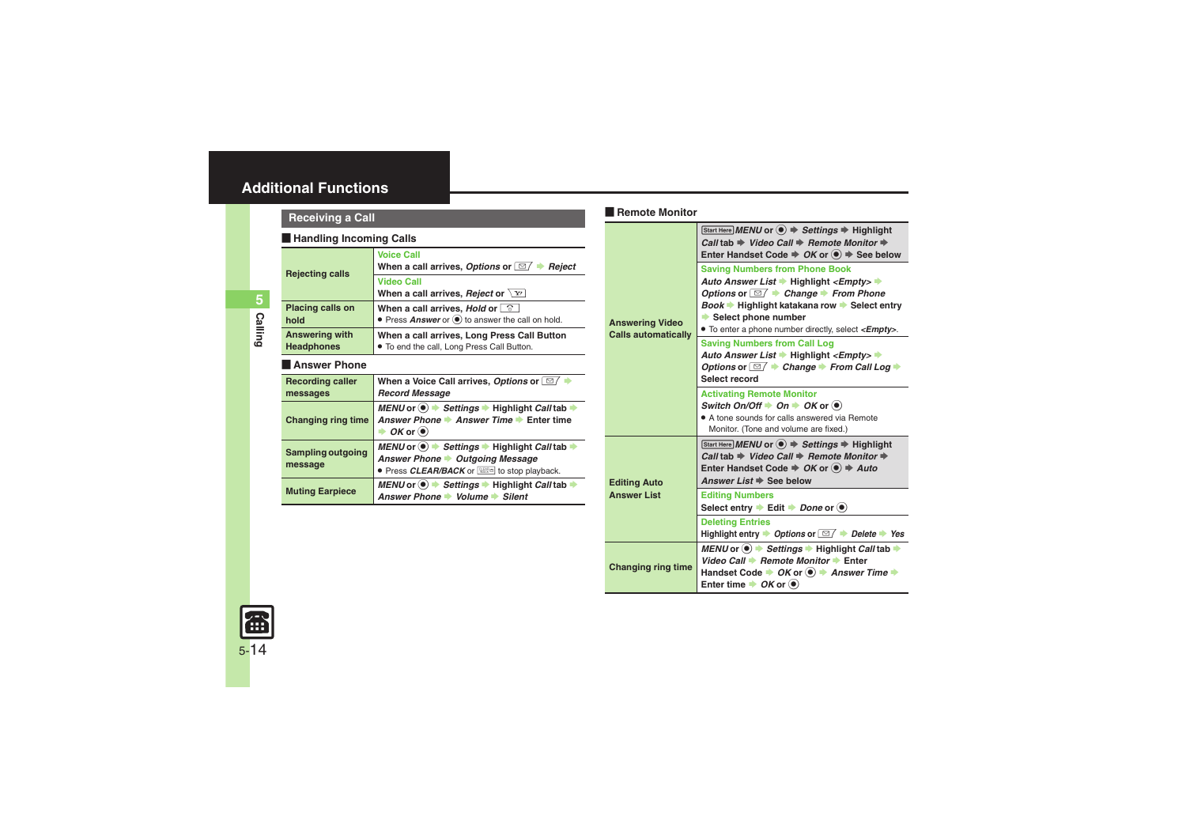# Additional Functions

## Receiving a Call

### Handling Incoming Calls

| | |
|---|---|
| Rejecting calls | Voice Call<br>When a call arrives, *Options* or ✉ ➡ *Reject*<br>Video Call<br>When a call arrives, *Reject* or ✆ |
| Placing calls on hold | When a call arrives, *Hold* or ⇧<br>● Press *Answer* or ● to answer the call on hold. |
| Answering with Headphones | When a call arrives, Long Press Call Button<br>● To end the call, Long Press Call Button. |

### Answer Phone

| | |
|---|---|
| Recording caller messages | When a Voice Call arrives, *Options* or ✉ ➡ *Record Message* |
| Changing ring time | *MENU* or ● ➡ *Settings* ➡ Highlight *Call* tab ➡ *Answer Phone* ➡ *Answer Time* ➡ Enter time ➡ *OK* or ● |
| Sampling outgoing message | *MENU* or ● ➡ *Settings* ➡ Highlight *Call* tab ➡ *Answer Phone* ➡ *Outgoing Message*<br>● Press *CLEAR/BACK* or ⌫ to stop playback. |
| Muting Earpiece | *MENU* or ● ➡ *Settings* ➡ Highlight *Call* tab ➡ *Answer Phone* ➡ *Volume* ➡ *Silent* |

### Remote Monitor

| | |
|---|---|
| Answering Video Calls automatically | Start Here *MENU* or ● ➡ *Settings* ➡ Highlight *Call* tab ➡ *Video Call* ➡ *Remote Monitor* ➡ Enter Handset Code ➡ *OK* or ● ➡ See below<br>Saving Numbers from Phone Book<br>*Auto Answer List* ➡ Highlight *<Empty>* ➡ *Options* or ✉ ➡ *Change* ➡ *From Phone Book* ➡ Highlight katakana row ➡ Select entry ➡ Select phone number<br>● To enter a phone number directly, select *<Empty>*.<br>Saving Numbers from Call Log<br>*Auto Answer List* ➡ Highlight *<Empty>* ➡ *Options* or ✉ ➡ *Change* ➡ *From Call Log* ➡ Select record<br>Activating Remote Monitor<br>*Switch On/Off* ➡ *On* ➡ *OK* or ●<br>● A tone sounds for calls answered via Remote Monitor. (Tone and volume are fixed.) |
| Editing Auto Answer List | Start Here *MENU* or ● ➡ *Settings* ➡ Highlight *Call* tab ➡ *Video Call* ➡ *Remote Monitor* ➡ Enter Handset Code ➡ *OK* or ● ➡ *Auto Answer List* ➡ See below<br>Editing Numbers<br>Select entry ➡ Edit ➡ *Done* or ●<br>Deleting Entries<br>Highlight entry ➡ *Options* or ✉ ➡ *Delete* ➡ *Yes* |
| Changing ring time | *MENU* or ● ➡ *Settings* ➡ Highlight *Call* tab ➡ *Video Call* ➡ *Remote Monitor* ➡ Enter Handset Code ➡ *OK* or ● ➡ *Answer Time* ➡ Enter time ➡ *OK* or ● |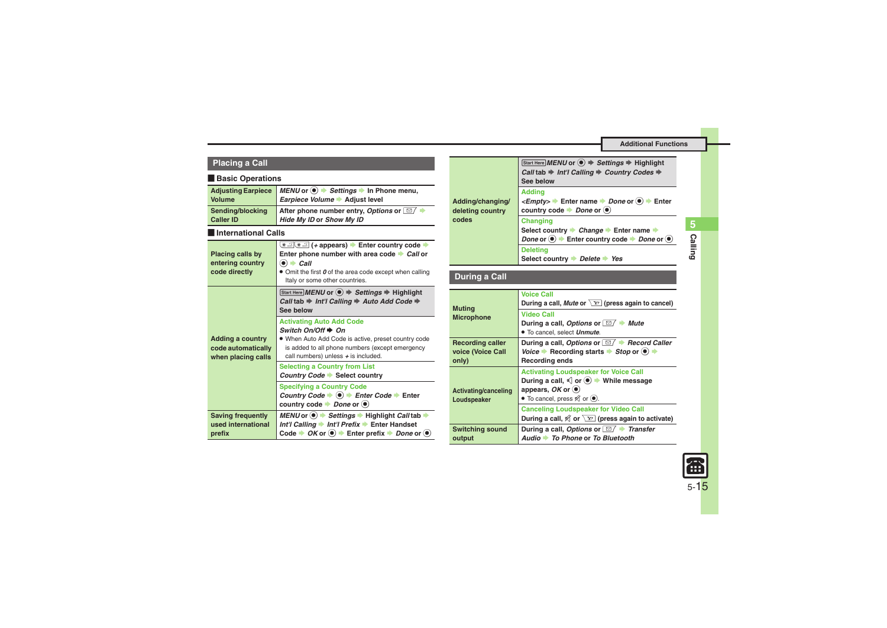## Placing a Call

### Basic Operations

| | |
|---|---|
| Adjusting Earpiece Volume | *MENU* or ◉ ➡ *Settings* ➡ In Phone menu, *Earpiece Volume* ➡ Adjust level |
| Sending/blocking Caller ID | After phone number entry, *Options* or ✉ ➡ *Hide My ID* or *Show My ID* |

### International Calls

| | |
|---|---|
| Placing calls by entering country code directly | ✱✱ (+ appears) ➡ Enter country code ➡ Enter phone number with area code ➡ *Call* or ◉ ➡ *Call*<br>• Omit the first *0* of the area code except when calling Italy or some other countries. |
| Adding a country code automatically when placing calls | Start Here *MENU* or ◉ ➡ *Settings* ➡ Highlight *Call* tab ➡ *Int'l Calling* ➡ *Auto Add Code* ➡ See below<br>**Activating Auto Add Code**<br>*Switch On/Off* ➡ *On*<br>• When Auto Add Code is active, preset country code is added to all phone numbers (except emergency call numbers) unless *+* is included.<br>**Selecting a Country from List**<br>*Country Code* ➡ Select country<br>**Specifying a Country Code**<br>*Country Code* ➡ ◉ ➡ *Enter Code* ➡ Enter country code ➡ *Done* or ◉ |
| Saving frequently used international prefix | *MENU* or ◉ ➡ *Settings* ➡ Highlight *Call* tab ➡ *Int'l Calling* ➡ *Int'l Prefix* ➡ Enter Handset Code ➡ *OK* or ◉ ➡ Enter prefix ➡ *Done* or ◉ |
| Adding/changing/deleting country codes | Start Here *MENU* or ◉ ➡ *Settings* ➡ Highlight *Call* tab ➡ *Int'l Calling* ➡ *Country Codes* ➡ See below<br>**Adding**<br>*<Empty>* ➡ Enter name ➡ *Done* or ◉ ➡ Enter country code ➡ *Done* or ◉<br>**Changing**<br>Select country ➡ *Change* ➡ Enter name ➡ *Done* or ◉ ➡ Enter country code ➡ *Done* or ◉<br>**Deleting**<br>Select country ➡ *Delete* ➡ *Yes* |

## During a Call

| | |
|---|---|
| Muting Microphone | **Voice Call**<br>During a call, *Mute* or 📱 (press again to cancel)<br>**Video Call**<br>During a call, *Options* or ✉ ➡ *Mute*<br>• To cancel, select *Unmute*. |
| Recording caller voice (Voice Call only) | During a call, *Options* or ✉ ➡ *Record Caller Voice* ➡ Recording starts ➡ *Stop* or ◉ ➡ Recording ends |
| Activating/canceling Loudspeaker | **Activating Loudspeaker for Voice Call**<br>During a call, 🔈 or ◉ ➡ While message appears, *OK* or ◉<br>• To cancel, press 🔇 or ◉.<br>**Canceling Loudspeaker for Video Call**<br>During a call, 🔇 or 📱 (press again to activate) |
| Switching sound output | During a call, *Options* or ✉ ➡ *Transfer Audio* ➡ *To Phone* or *To Bluetooth* |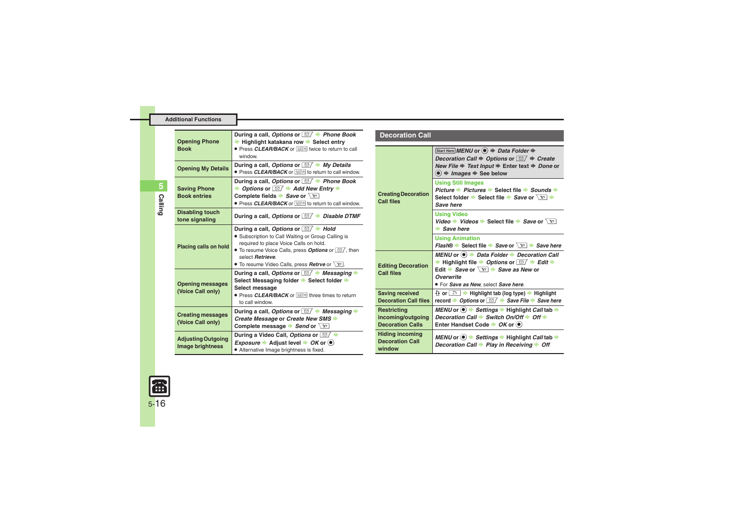## Additional Functions

| | |
|---|---|
| **Opening Phone Book** | During a call, *Options* or ✉ ➡ *Phone Book* ➡ Highlight katakana row ➡ Select entry<br>● Press *CLEAR/BACK* or  twice to return to call window. |
| **Opening My Details** | During a call, *Options* or ✉ ➡ *My Details*<br>● Press *CLEAR/BACK* or  to return to call window. |
| **Saving Phone Book entries** | During a call, *Options* or ✉ ➡ *Phone Book* ➡ *Options* or ✉ ➡ *Add New Entry* ➡ Complete fields ➡ *Save* or <br>● Press *CLEAR/BACK* or  to return to call window. |
| **Disabling touch tone signaling** | During a call, *Options* or ✉ ➡ *Disable DTMF* |
| **Placing calls on hold** | During a call, *Options* or ✉ ➡ *Hold*<br>● Subscription to Call Waiting or Group Calling is required to place Voice Calls on hold.<br>● To resume Voice Calls, press *Options* or ✉, then select *Retrieve*.<br>● To resume Video Calls, press *Retrve* or . |
| **Opening messages (Voice Call only)** | During a call, *Options* or ✉ ➡ *Messaging* ➡ Select Messaging folder ➡ Select folder ➡ Select message<br>● Press *CLEAR/BACK* or  three times to return to call window. |
| **Creating messages (Voice Call only)** | During a call, *Options* or ✉ ➡ *Messaging* ➡ *Create Message* or *Create New SMS* ➡ Complete message ➡ *Send* or  |
| **Adjusting Outgoing Image brightness** | During a Video Call, *Options* or ✉ ➡ *Exposure* ➡ Adjust level ➡ *OK* or ◉<br>● Alternative Image brightness is fixed. |

## Decoration Call

| | |
|---|---|
| **Creating Decoration Call files** | Start Here *MENU* or ◉ ➡ *Data Folder* ➡ *Decoration Call* ➡ *Options* or ✉ ➡ *Create New File* ➡ *Text Input* ➡ Enter text ➡ *Done* or ◉ ➡ *Images* ➡ See below |
| | **Using Still Images**<br>*Picture* ➡ *Pictures* ➡ Select file ➡ *Sounds* ➡ Select folder ➡ Select file ➡ *Save* or  ➡ *Save here* |
| | **Using Video**<br>*Video* ➡ *Videos* ➡ Select file ➡ *Save* or  ➡ *Save here* |
| | **Using Animation**<br>*Flash®* ➡ Select file ➡ *Save* or  ➡ *Save here* |
| **Editing Decoration Call files** | *MENU* or ◉ ➡ *Data Folder* ➡ *Decoration Call* ➡ Highlight file ➡ *Options* or ✉ ➡ *Edit* ➡ Edit ➡ *Save* or  ➡ *Save as New* or *Overwrite*<br>● For *Save as New*, select *Save here*. |
| **Saving received Decoration Call files** |  or  ➡ Highlight tab (log type) ➡ Highlight record ➡ *Options* or ✉ ➡ *Save File* ➡ *Save here* |
| **Restricting incoming/outgoing Decoration Calls** | *MENU* or ◉ ➡ *Settings* ➡ Highlight *Call* tab ➡ *Decoration Call* ➡ *Switch On/Off* ➡ *Off* ➡ Enter Handset Code ➡ *OK* or ◉ |
| **Hiding incoming Decoration Call window** | *MENU* or ◉ ➡ *Settings* ➡ Highlight *Call* tab ➡ *Decoration Call* ➡ *Play in Receiving* ➡ *Off* |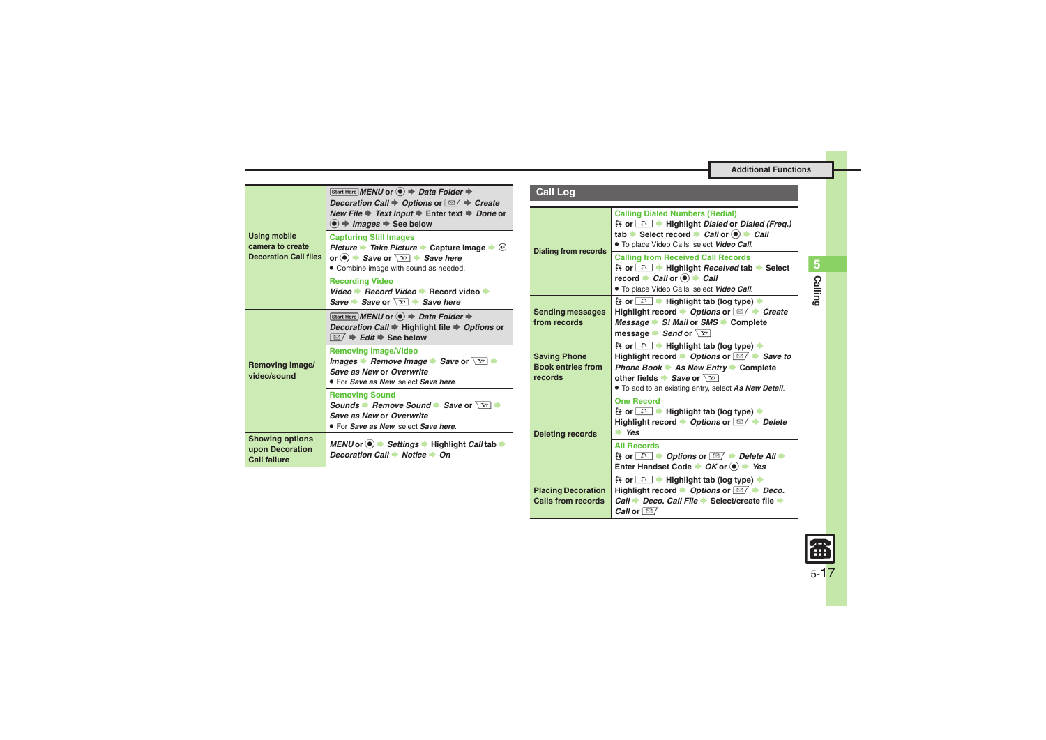| | |
|---|---|
| Using mobile camera to create Decoration Call files | Start Here *MENU* or ◉ ➡ *Data Folder* ➡ *Decoration Call* ➡ *Options* or ✉ ➡ *Create New File* ➡ *Text Input* ➡ Enter text ➡ *Done* or ◉ ➡ *Images* ➡ See below |
| | **Capturing Still Images**<br>*Picture* ➡ *Take Picture* ➡ Capture image ➡ ⊕ or ◉ ➡ *Save* or Y! ➡ *Save here*<br>● Combine image with sound as needed. |
| | **Recording Video**<br>*Video* ➡ *Record Video* ➡ Record video ➡ *Save* ➡ *Save* or Y! ➡ *Save here* |
| Removing image/video/sound | Start Here *MENU* or ◉ ➡ *Data Folder* ➡ *Decoration Call* ➡ Highlight file ➡ *Options* or ✉ ➡ *Edit* ➡ See below |
| | **Removing Image/Video**<br>*Images* ➡ *Remove Image* ➡ *Save* or Y! ➡ *Save as New* or *Overwrite*<br>● For *Save as New*, select *Save here*. |
| | **Removing Sound**<br>*Sounds* ➡ *Remove Sound* ➡ *Save* or Y! ➡ *Save as New* or *Overwrite*<br>● For *Save as New*, select *Save here*. |
| Showing options upon Decoration Call failure | *MENU* or ◉ ➡ *Settings* ➡ Highlight *Call* tab ➡ *Decoration Call* ➡ *Notice* ➡ *On* |

## Call Log

| | |
|---|---|
| Dialing from records | **Calling Dialed Numbers (Redial)**<br>⇕ or ⌒ ➡ Highlight *Dialed* or *Dialed (Freq.)* tab ➡ Select record ➡ *Call* or ◉ ➡ *Call*<br>● To place Video Calls, select *Video Call*. |
| | **Calling from Received Call Records**<br>⇕ or ⌒ ➡ Highlight *Received* tab ➡ Select record ➡ *Call* or ◉ ➡ *Call*<br>● To place Video Calls, select *Video Call*. |
| Sending messages from records | ⇕ or ⌒ ➡ Highlight tab (log type) ➡ Highlight record ➡ *Options* or ✉ ➡ *Create Message* ➡ *S! Mail* or *SMS* ➡ Complete message ➡ *Send* or Y! |
| Saving Phone Book entries from records | ⇕ or ⌒ ➡ Highlight tab (log type) ➡ Highlight record ➡ *Options* or ✉ ➡ *Save to Phone Book* ➡ *As New Entry* ➡ Complete other fields ➡ *Save* or Y!<br>● To add to an existing entry, select *As New Detail*. |
| Deleting records | **One Record**<br>⇕ or ⌒ ➡ Highlight tab (log type) ➡ Highlight record ➡ *Options* or ✉ ➡ *Delete* ➡ *Yes* |
| | **All Records**<br>⇕ or ⌒ ➡ *Options* or ✉ ➡ *Delete All* ➡ Enter Handset Code ➡ *OK* or ◉ ➡ *Yes* |
| Placing Decoration Calls from records | ⇕ or ⌒ ➡ Highlight tab (log type) ➡ Highlight record ➡ *Options* or ✉ ➡ *Deco. Call* ➡ *Deco. Call File* ➡ Select/create file ➡ *Call* or ✉ |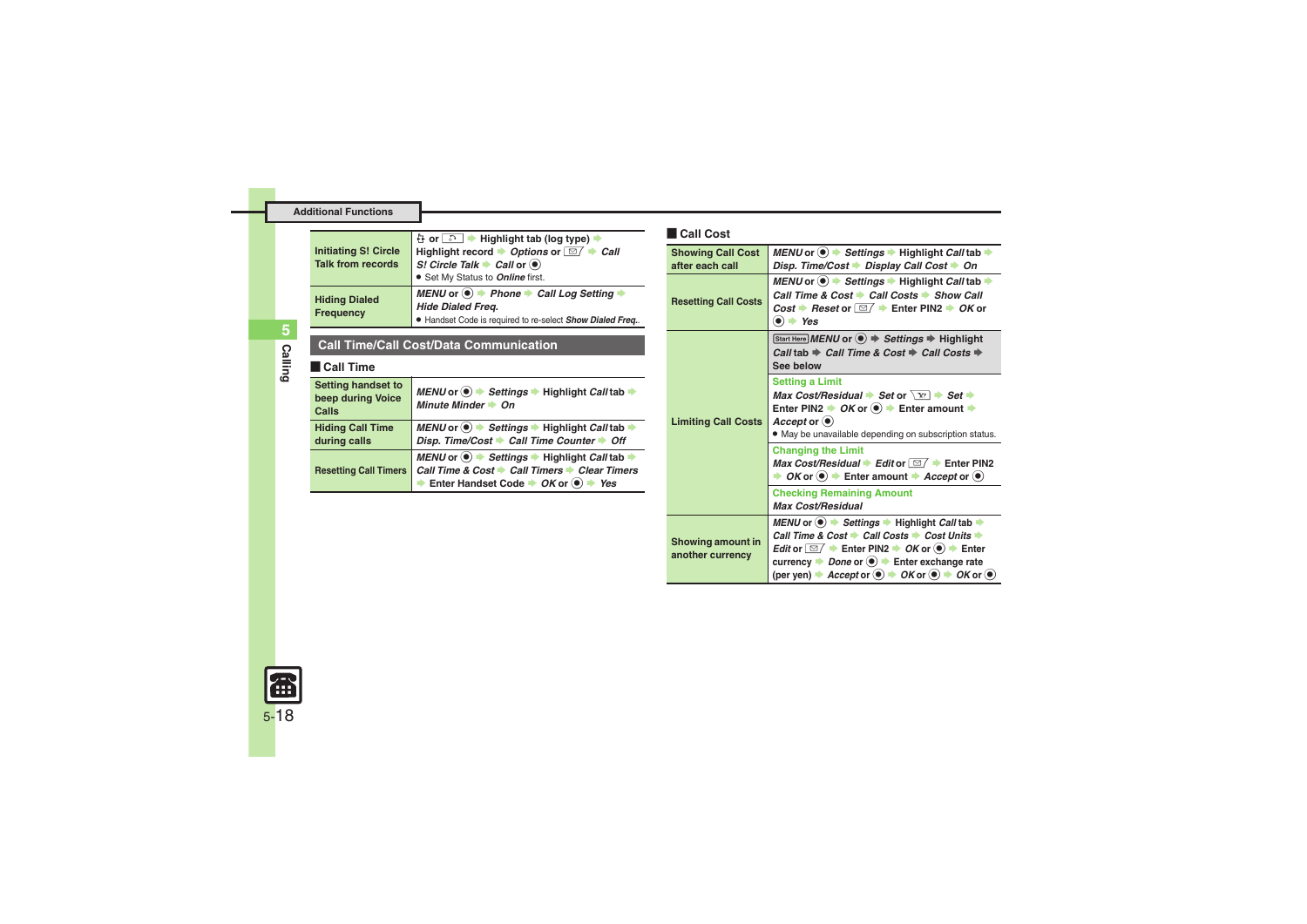Additional Functions

| | |
|---|---|
| Initiating S! Circle Talk from records | or → Highlight tab (log type) → Highlight record → *Options* or → *Call S! Circle Talk* → *Call* or ● <br> ● Set My Status to *Online* first. |
| Hiding Dialed Frequency | *MENU* or ● → *Phone* → *Call Log Setting* → *Hide Dialed Freq.* <br> ● Handset Code is required to re-select *Show Dialed Freq.*. |

## Call Time/Call Cost/Data Communication

### Call Time

| | |
|---|---|
| Setting handset to beep during Voice Calls | *MENU* or ● → *Settings* → Highlight *Call* tab → *Minute Minder* → *On* |
| Hiding Call Time during calls | *MENU* or ● → *Settings* → Highlight *Call* tab → *Disp. Time/Cost* → *Call Time Counter* → *Off* |
| Resetting Call Timers | *MENU* or ● → *Settings* → Highlight *Call* tab → *Call Time & Cost* → *Call Timers* → *Clear Timers* → Enter Handset Code → *OK* or ● → *Yes* |

### Call Cost

| | |
|---|---|
| Showing Call Cost after each call | *MENU* or ● → *Settings* → Highlight *Call* tab → *Disp. Time/Cost* → *Display Call Cost* → *On* |
| Resetting Call Costs | *MENU* or ● → *Settings* → Highlight *Call* tab → *Call Time & Cost* → *Call Costs* → *Show Call Cost* → *Reset* or → Enter PIN2 → *OK* or ● → *Yes* |
| Limiting Call Costs | Start Here *MENU* or ● → *Settings* → Highlight *Call* tab → *Call Time & Cost* → *Call Costs* → See below |
| | **Setting a Limit** <br> *Max Cost/Residual* → *Set* or → *Set* → Enter PIN2 → *OK* or ● → Enter amount → *Accept* or ● <br> ● May be unavailable depending on subscription status. |
| | **Changing the Limit** <br> *Max Cost/Residual* → *Edit* or → Enter PIN2 → *OK* or ● → Enter amount → *Accept* or ● |
| | **Checking Remaining Amount** <br> *Max Cost/Residual* |
| Showing amount in another currency | *MENU* or ● → *Settings* → Highlight *Call* tab → *Call Time & Cost* → *Call Costs* → *Cost Units* → *Edit* or → Enter PIN2 → *OK* or ● → Enter currency → *Done* or ● → Enter exchange rate (per yen) → *Accept* or ● → *OK* or ● → *OK* or ● |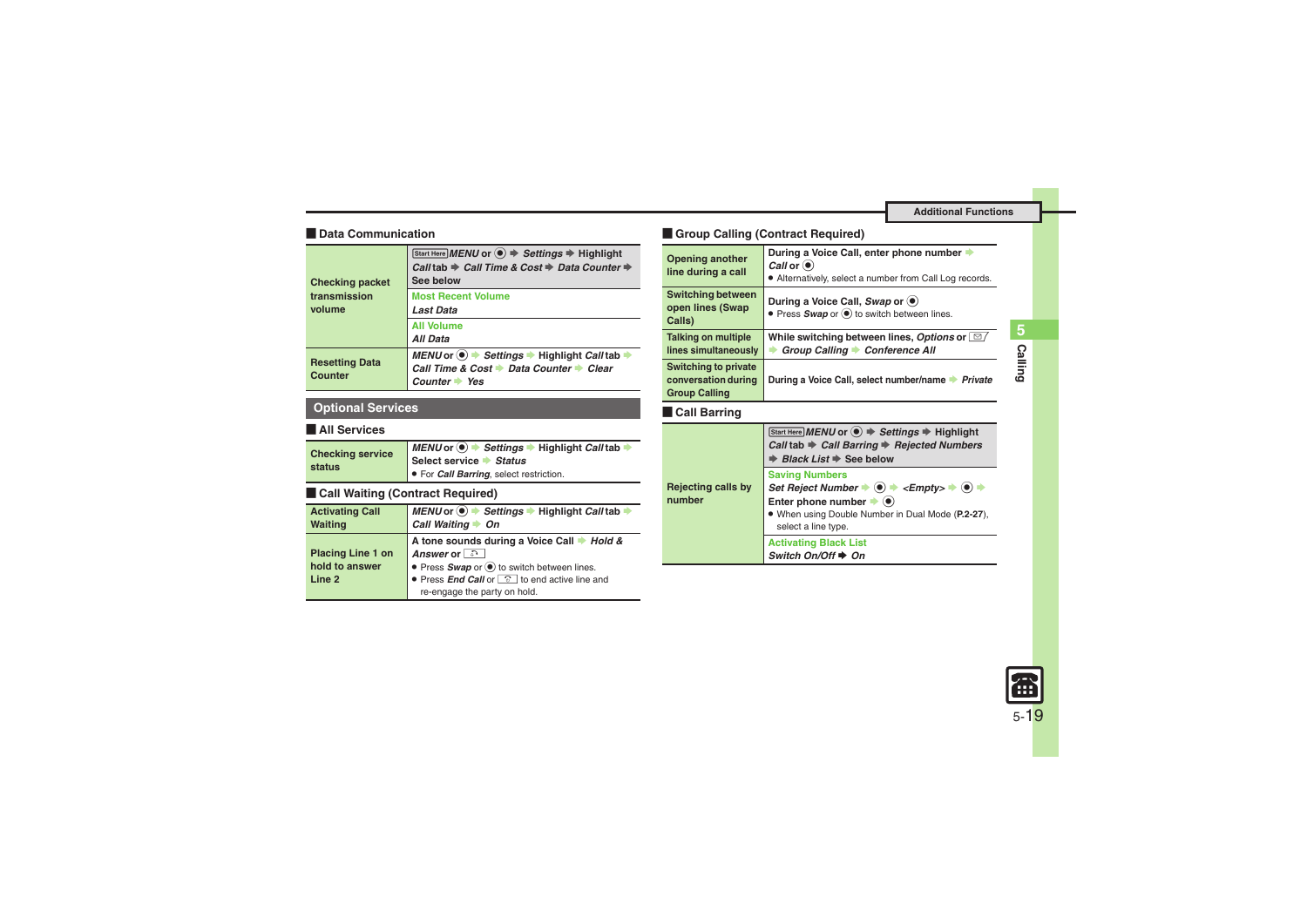## Data Communication

| | |
|---|---|
| Checking packet transmission volume | Start Here *MENU* or ● ➡ *Settings* ➡ Highlight *Call* tab ➡ *Call Time & Cost* ➡ *Data Counter* ➡ See below |
| | Most Recent Volume<br>*Last Data* |
| | All Volume<br>*All Data* |
| Resetting Data Counter | *MENU* or ● ➡ *Settings* ➡ Highlight *Call* tab ➡ *Call Time & Cost* ➡ *Data Counter* ➡ *Clear Counter* ➡ *Yes* |

## Optional Services

### All Services

| | |
|---|---|
| Checking service status | *MENU* or ● ➡ *Settings* ➡ Highlight *Call* tab ➡ Select service ➡ *Status*<br>● For *Call Barring*, select restriction. |

### Call Waiting (Contract Required)

| | |
|---|---|
| Activating Call Waiting | *MENU* or ● ➡ *Settings* ➡ Highlight *Call* tab ➡ *Call Waiting* ➡ *On* |
| Placing Line 1 on hold to answer Line 2 | A tone sounds during a Voice Call ➡ *Hold & Answer* or [key]<br>● Press *Swap* or ● to switch between lines.<br>● Press *End Call* or [key] to end active line and re-engage the party on hold. |

### Group Calling (Contract Required)

| | |
|---|---|
| Opening another line during a call | During a Voice Call, enter phone number ➡ *Call* or ●<br>● Alternatively, select a number from Call Log records. |
| Switching between open lines (Swap Calls) | During a Voice Call, *Swap* or ●<br>● Press *Swap* or ● to switch between lines. |
| Talking on multiple lines simultaneously | While switching between lines, *Options* or [key] ➡ *Group Calling* ➡ *Conference All* |
| Switching to private conversation during Group Calling | During a Voice Call, select number/name ➡ *Private* |

### Call Barring

| | |
|---|---|
| Rejecting calls by number | Start Here *MENU* or ● ➡ *Settings* ➡ Highlight *Call* tab ➡ *Call Barring* ➡ *Rejected Numbers* ➡ *Black List* ➡ See below |
| | Saving Numbers<br>*Set Reject Number* ➡ ● ➡ *<Empty>* ➡ ● ➡ Enter phone number ➡ ●<br>● When using Double Number in Dual Mode (**P.2-27**), select a line type. |
| | Activating Black List<br>*Switch On/Off* ➡ *On* |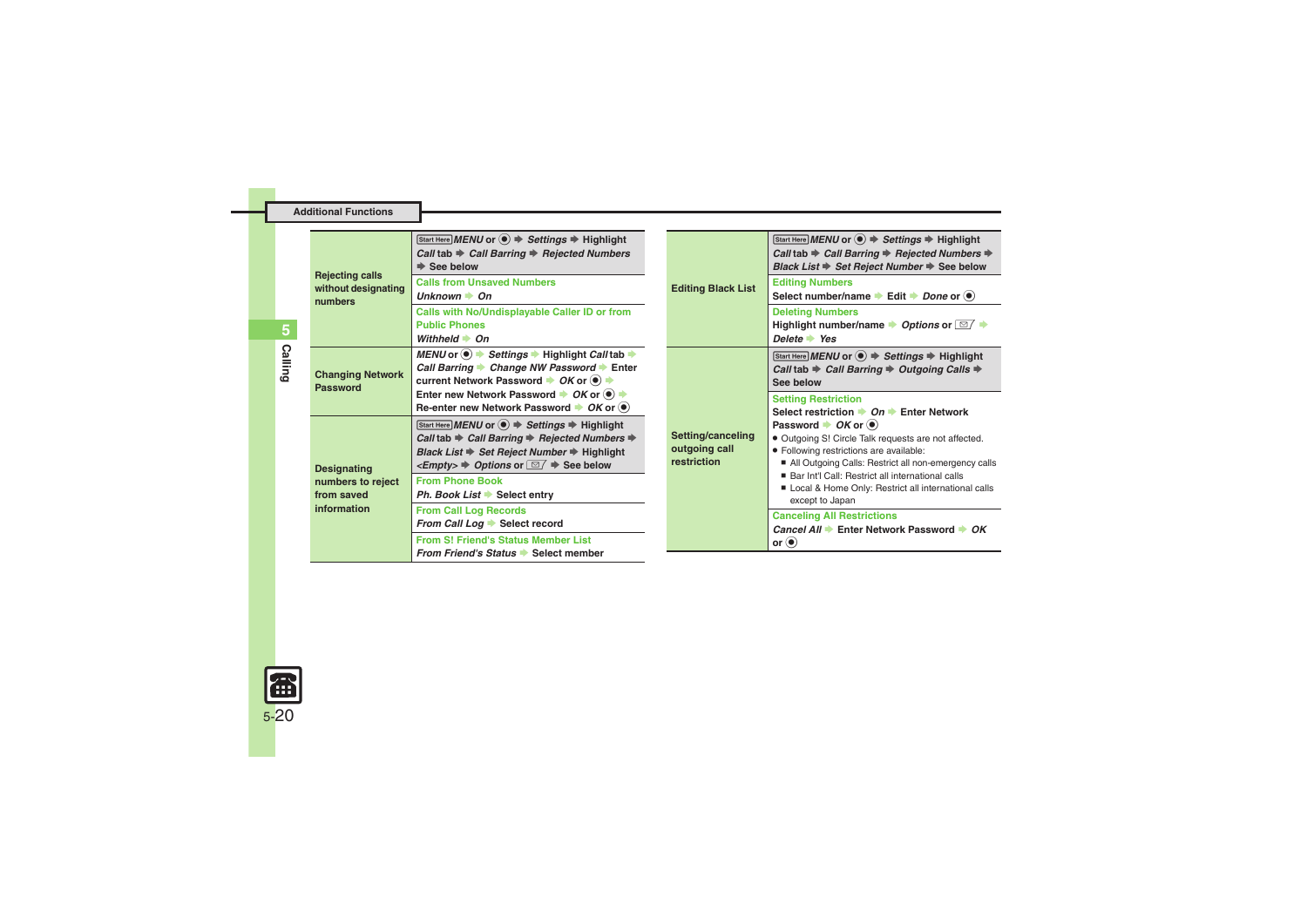## Additional Functions

| | |
|---|---|
| **Rejecting calls without designating numbers** | Start Here *MENU* or ● ➡ *Settings* ➡ Highlight *Call* tab ➡ *Call Barring* ➡ *Rejected Numbers* ➡ See below |
| | **Calls from Unsaved Numbers**<br>*Unknown* ➡ *On* |
| | **Calls with No/Undisplayable Caller ID or from Public Phones**<br>*Withheld* ➡ *On* |
| **Changing Network Password** | *MENU* or ● ➡ *Settings* ➡ Highlight *Call* tab ➡ *Call Barring* ➡ *Change NW Password* ➡ Enter current Network Password ➡ *OK* or ● ➡ Enter new Network Password ➡ *OK* or ● ➡ Re-enter new Network Password ➡ *OK* or ● |
| **Designating numbers to reject from saved information** | Start Here *MENU* or ● ➡ *Settings* ➡ Highlight *Call* tab ➡ *Call Barring* ➡ *Rejected Numbers* ➡ *Black List* ➡ *Set Reject Number* ➡ Highlight *<Empty>* ➡ *Options* or ✉ ➡ See below |
| | **From Phone Book**<br>*Ph. Book List* ➡ Select entry |
| | **From Call Log Records**<br>*From Call Log* ➡ Select record |
| | **From S! Friend's Status Member List**<br>*From Friend's Status* ➡ Select member |
| **Editing Black List** | Start Here *MENU* or ● ➡ *Settings* ➡ Highlight *Call* tab ➡ *Call Barring* ➡ *Rejected Numbers* ➡ *Black List* ➡ *Set Reject Number* ➡ See below |
| | **Editing Numbers**<br>Select number/name ➡ Edit ➡ *Done* or ● |
| | **Deleting Numbers**<br>Highlight number/name ➡ *Options* or ✉ ➡ *Delete* ➡ *Yes* |
| **Setting/canceling outgoing call restriction** | Start Here *MENU* or ● ➡ *Settings* ➡ Highlight *Call* tab ➡ *Call Barring* ➡ *Outgoing Calls* ➡ See below |
| | **Setting Restriction**<br>Select restriction ➡ *On* ➡ Enter Network Password ➡ *OK* or ●<br>● Outgoing S! Circle Talk requests are not affected.<br>● Following restrictions are available:<br>■ All Outgoing Calls: Restrict all non-emergency calls<br>■ Bar Int'l Call: Restrict all international calls<br>■ Local & Home Only: Restrict all international calls except to Japan |
| | **Canceling All Restrictions**<br>*Cancel All* ➡ Enter Network Password ➡ *OK* or ● |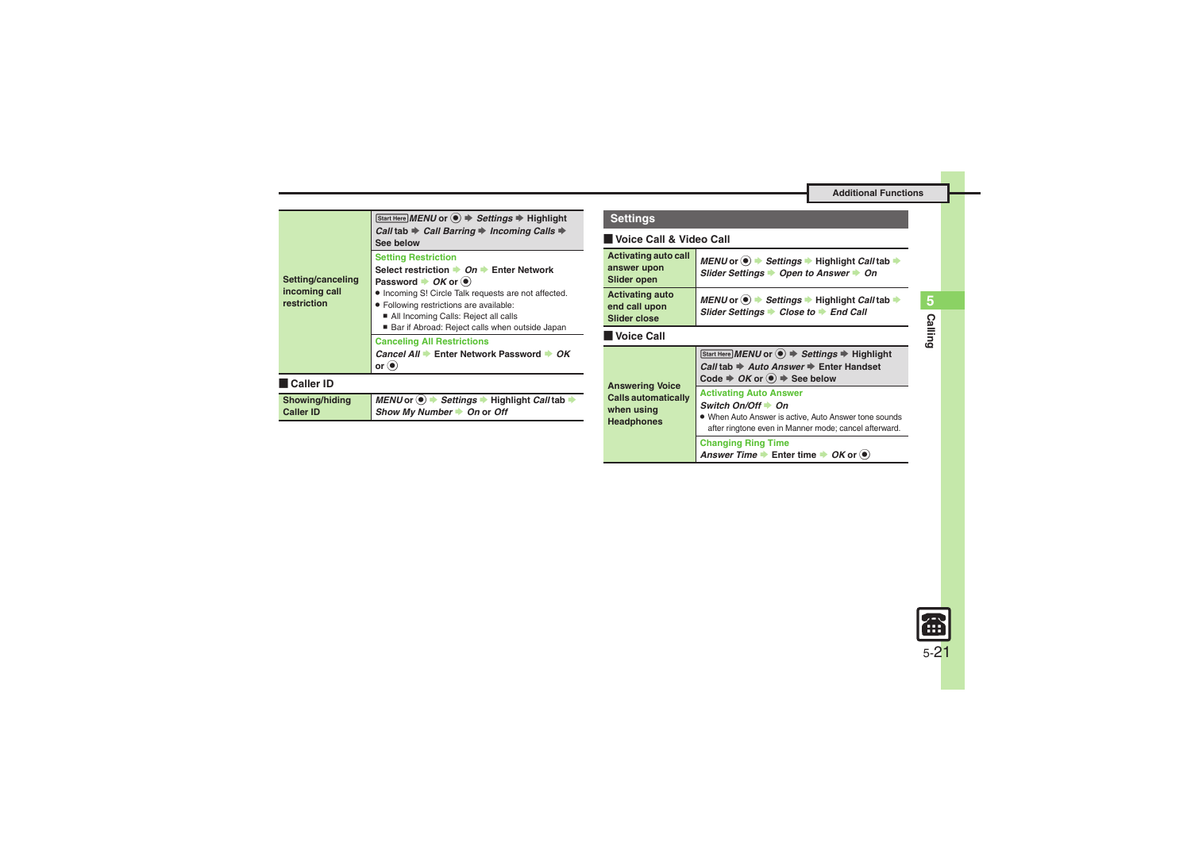| Setting/canceling incoming call restriction | Start Here *MENU* or ● ➡ *Settings* ➡ Highlight *Call* tab ➡ *Call Barring* ➡ *Incoming Calls* ➡ See below |
|---|---|
| | **Setting Restriction**<br>Select restriction ➡ *On* ➡ Enter Network Password ➡ *OK* or ●<br>● Incoming S! Circle Talk requests are not affected.<br>● Following restrictions are available:<br>■ All Incoming Calls: Reject all calls<br>■ Bar if Abroad: Reject calls when outside Japan |
| | **Canceling All Restrictions**<br>*Cancel All* ➡ Enter Network Password ➡ *OK* or ● |

## Caller ID

| Showing/hiding Caller ID | *MENU* or ● ➡ *Settings* ➡ Highlight *Call* tab ➡ *Show My Number* ➡ *On* or *Off* |
|---|---|

## Settings

### Voice Call & Video Call

| Activating auto call answer upon Slider open | *MENU* or ● ➡ *Settings* ➡ Highlight *Call* tab ➡ *Slider Settings* ➡ *Open to Answer* ➡ *On* |
|---|---|
| Activating auto end call upon Slider close | *MENU* or ● ➡ *Settings* ➡ Highlight *Call* tab ➡ *Slider Settings* ➡ *Close to* ➡ *End Call* |

### Voice Call

| Answering Voice Calls automatically when using Headphones | Start Here *MENU* or ● ➡ *Settings* ➡ Highlight *Call* tab ➡ *Auto Answer* ➡ Enter Handset Code ➡ *OK* or ● ➡ See below |
|---|---|
| | **Activating Auto Answer**<br>*Switch On/Off* ➡ *On*<br>● When Auto Answer is active, Auto Answer tone sounds after ringtone even in Manner mode; cancel afterward. |
| | **Changing Ring Time**<br>*Answer Time* ➡ Enter time ➡ *OK* or ● |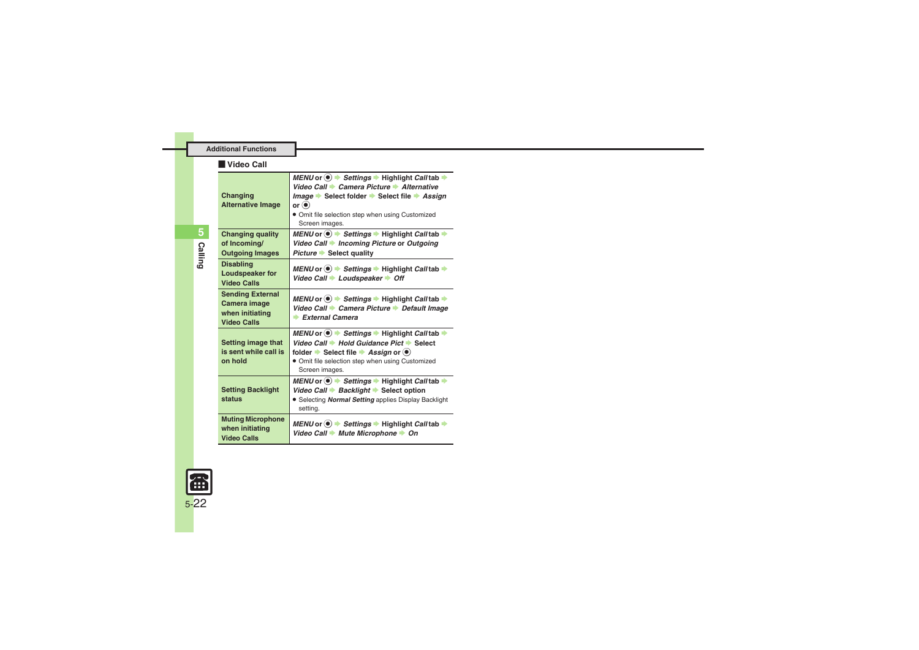## Additional Functions

### Video Call

| | |
|---|---|
| **Changing Alternative Image** | ***MENU*** **or** ◉ ➡ ***Settings*** ➡ **Highlight** ***Call*** **tab** ➡ ***Video Call*** ➡ ***Camera Picture*** ➡ ***Alternative Image*** ➡ **Select folder** ➡ **Select file** ➡ ***Assign*** **or** ◉ <br>● Omit file selection step when using Customized Screen images. |
| **Changing quality of Incoming/ Outgoing Images** | ***MENU*** **or** ◉ ➡ ***Settings*** ➡ **Highlight** ***Call*** **tab** ➡ ***Video Call*** ➡ ***Incoming Picture*** **or** ***Outgoing Picture*** ➡ **Select quality** |
| **Disabling Loudspeaker for Video Calls** | ***MENU*** **or** ◉ ➡ ***Settings*** ➡ **Highlight** ***Call*** **tab** ➡ ***Video Call*** ➡ ***Loudspeaker*** ➡ ***Off*** |
| **Sending External Camera image when initiating Video Calls** | ***MENU*** **or** ◉ ➡ ***Settings*** ➡ **Highlight** ***Call*** **tab** ➡ ***Video Call*** ➡ ***Camera Picture*** ➡ ***Default Image*** ➡ ***External Camera*** |
| **Setting image that is sent while call is on hold** | ***MENU*** **or** ◉ ➡ ***Settings*** ➡ **Highlight** ***Call*** **tab** ➡ ***Video Call*** ➡ ***Hold Guidance Pict*** ➡ **Select folder** ➡ **Select file** ➡ ***Assign*** **or** ◉ <br>● Omit file selection step when using Customized Screen images. |
| **Setting Backlight status** | ***MENU*** **or** ◉ ➡ ***Settings*** ➡ **Highlight** ***Call*** **tab** ➡ ***Video Call*** ➡ ***Backlight*** ➡ **Select option** <br>● Selecting ***Normal Setting*** applies Display Backlight setting. |
| **Muting Microphone when initiating Video Calls** | ***MENU*** **or** ◉ ➡ ***Settings*** ➡ **Highlight** ***Call*** **tab** ➡ ***Video Call*** ➡ ***Mute Microphone*** ➡ ***On*** |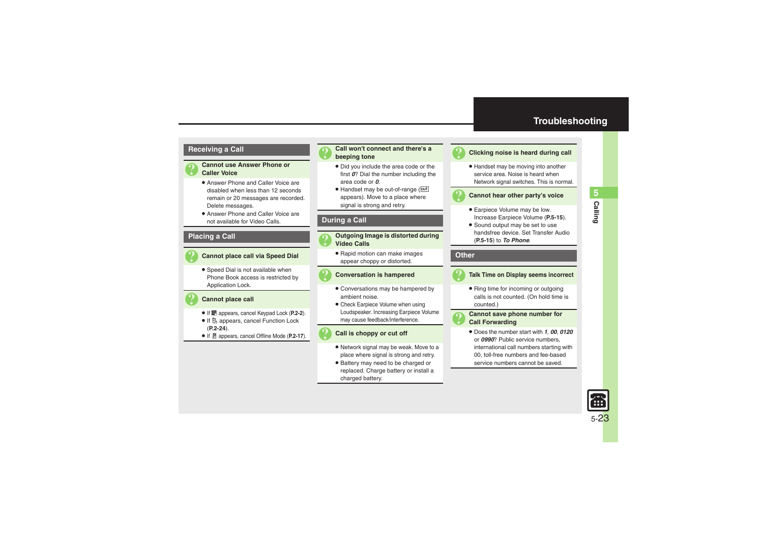# Troubleshooting

## Receiving a Call

### Cannot use Answer Phone or Caller Voice

- Answer Phone and Caller Voice are disabled when less than 12 seconds remain or 20 messages are recorded. Delete messages.
- Answer Phone and Caller Voice are not available for Video Calls.

## Placing a Call

### Cannot place call via Speed Dial

- Speed Dial is not available when Phone Book access is restricted by Application Lock.

### Cannot place call

- If  appears, cancel Keypad Lock (**P.2-2**).
- If  appears, cancel Function Lock (**P.2-24**).
- If  appears, cancel Offline Mode (**P.2-17**).

### Call won't connect and there's a beeping tone

- Did you include the area code or the first ***0***? Dial the number including the area code or ***0***.
- Handset may be out-of-range (out appears). Move to a place where signal is strong and retry.

## During a Call

### Outgoing Image is distorted during Video Calls

- Rapid motion can make images appear choppy or distorted.

### Conversation is hampered

- Conversations may be hampered by ambient noise.
- Check Earpiece Volume when using Loudspeaker. Increasing Earpiece Volume may cause feedback/interference.

### Call is choppy or cut off

- Network signal may be weak. Move to a place where signal is strong and retry.
- Battery may need to be charged or replaced. Charge battery or install a charged battery.

### Clicking noise is heard during call

- Handset may be moving into another service area. Noise is heard when Network signal switches. This is normal.

### Cannot hear other party's voice

- Earpiece Volume may be low. Increase Earpiece Volume (**P.5-15**).
- Sound output may be set to use handsfree device. Set Transfer Audio (**P.5-15**) to ***To Phone***.

## Other

### Talk Time on Display seems incorrect

- Ring time for incoming or outgoing calls is not counted. (On hold time is counted.)

### Cannot save phone number for Call Forwarding

- Does the number start with ***1***, ***00***, ***0120*** or ***0990***? Public service numbers, international call numbers starting with 00, toll-free numbers and fee-based service numbers cannot be saved.